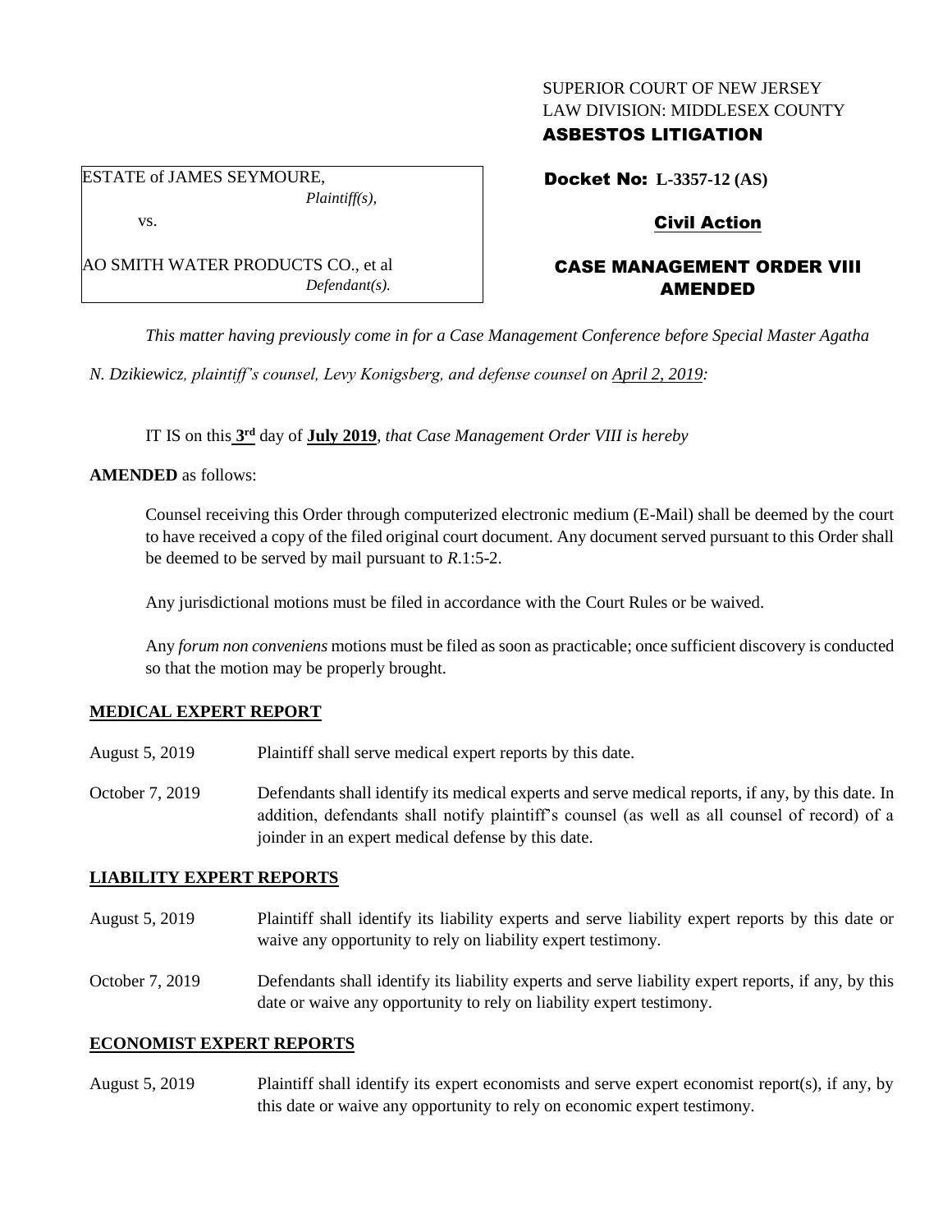SUPERIOR COURT OF NEW JERSEY
LAW DIVISION: MIDDLESEX COUNTY
**ASBESTOS LITIGATION**

ESTATE of JAMES SEYMOURE,
*Plaintiff(s),*

vs.

AO SMITH WATER PRODUCTS CO., et al
*Defendant(s).*

**Docket No: L-3357-12 (AS)**

**Civil Action**

## CASE MANAGEMENT ORDER VIII AMENDED

*This matter having previously come in for a Case Management Conference before Special Master Agatha N. Dzikiewicz, plaintiff's counsel, Levy Konigsberg, and defense counsel on April 2, 2019:*

IT IS on this **3rd** day of **July 2019**, *that Case Management Order VIII is hereby*

**AMENDED** as follows:

Counsel receiving this Order through computerized electronic medium (E-Mail) shall be deemed by the court to have received a copy of the filed original court document. Any document served pursuant to this Order shall be deemed to be served by mail pursuant to *R*.1:5-2.

Any jurisdictional motions must be filed in accordance with the Court Rules or be waived.

Any *forum non conveniens* motions must be filed as soon as practicable; once sufficient discovery is conducted so that the motion may be properly brought.

**MEDICAL EXPERT REPORT**

August 5, 2019 — Plaintiff shall serve medical expert reports by this date.

October 7, 2019 — Defendants shall identify its medical experts and serve medical reports, if any, by this date. In addition, defendants shall notify plaintiff's counsel (as well as all counsel of record) of a joinder in an expert medical defense by this date.

**LIABILITY EXPERT REPORTS**

August 5, 2019 — Plaintiff shall identify its liability experts and serve liability expert reports by this date or waive any opportunity to rely on liability expert testimony.

October 7, 2019 — Defendants shall identify its liability experts and serve liability expert reports, if any, by this date or waive any opportunity to rely on liability expert testimony.

**ECONOMIST EXPERT REPORTS**

August 5, 2019 — Plaintiff shall identify its expert economists and serve expert economist report(s), if any, by this date or waive any opportunity to rely on economic expert testimony.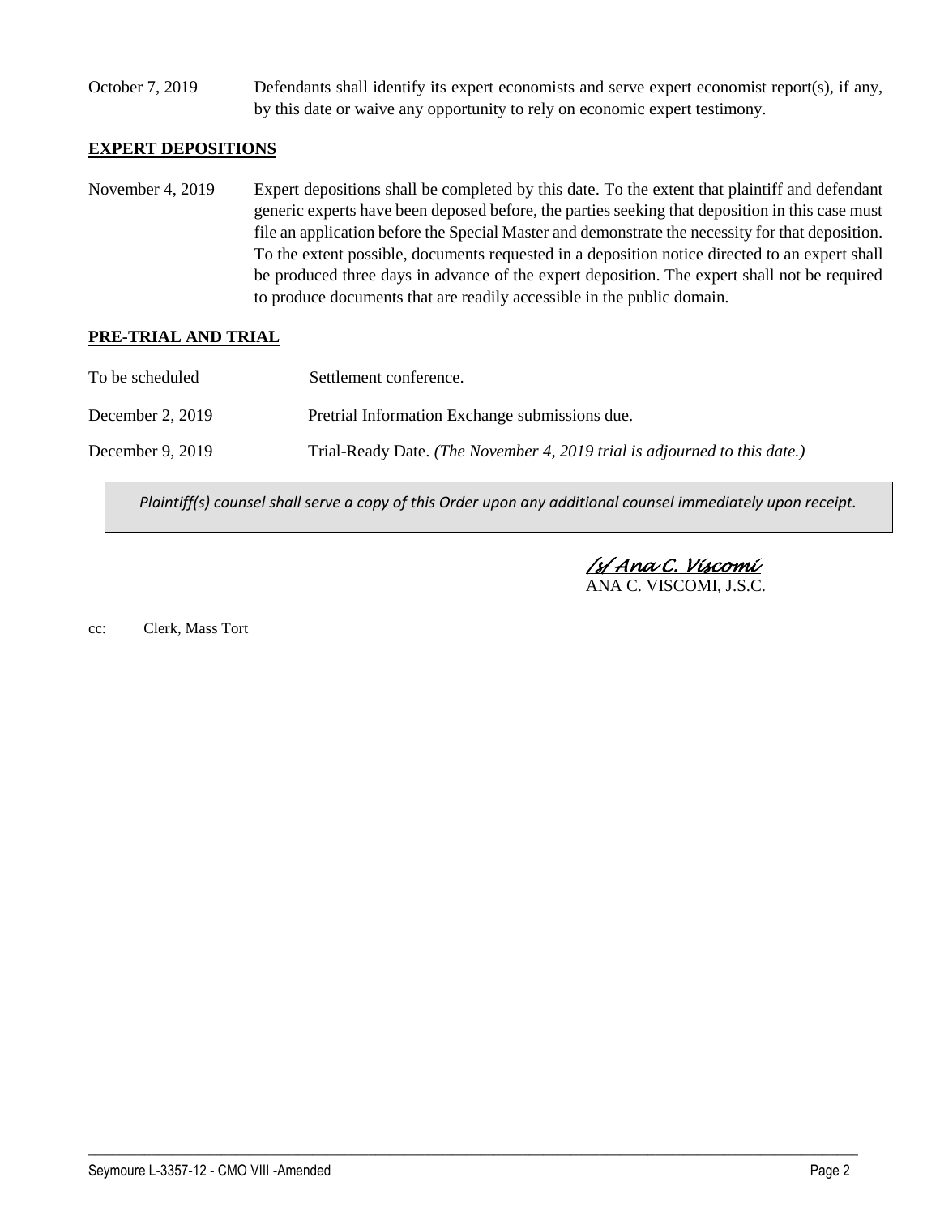| | |
|---|---|
| October 7, 2019 | Defendants shall identify its expert economists and serve expert economist report(s), if any, by this date or waive any opportunity to rely on economic expert testimony. |

## **EXPERT DEPOSITIONS**

| | |
|---|---|
| November 4, 2019 | Expert depositions shall be completed by this date. To the extent that plaintiff and defendant generic experts have been deposed before, the parties seeking that deposition in this case must file an application before the Special Master and demonstrate the necessity for that deposition. To the extent possible, documents requested in a deposition notice directed to an expert shall be produced three days in advance of the expert deposition. The expert shall not be required to produce documents that are readily accessible in the public domain. |

## **PRE-TRIAL AND TRIAL**

| | |
|---|---|
| To be scheduled | Settlement conference. |
| December 2, 2019 | Pretrial Information Exchange submissions due. |
| December 9, 2019 | Trial-Ready Date. *(The November 4, 2019 trial is adjourned to this date.)* |

*Plaintiff(s) counsel shall serve a copy of this Order upon any additional counsel immediately upon receipt.*

/s/ Ana C. Viscomi
ANA C. VISCOMI, J.S.C.

cc: Clerk, Mass Tort